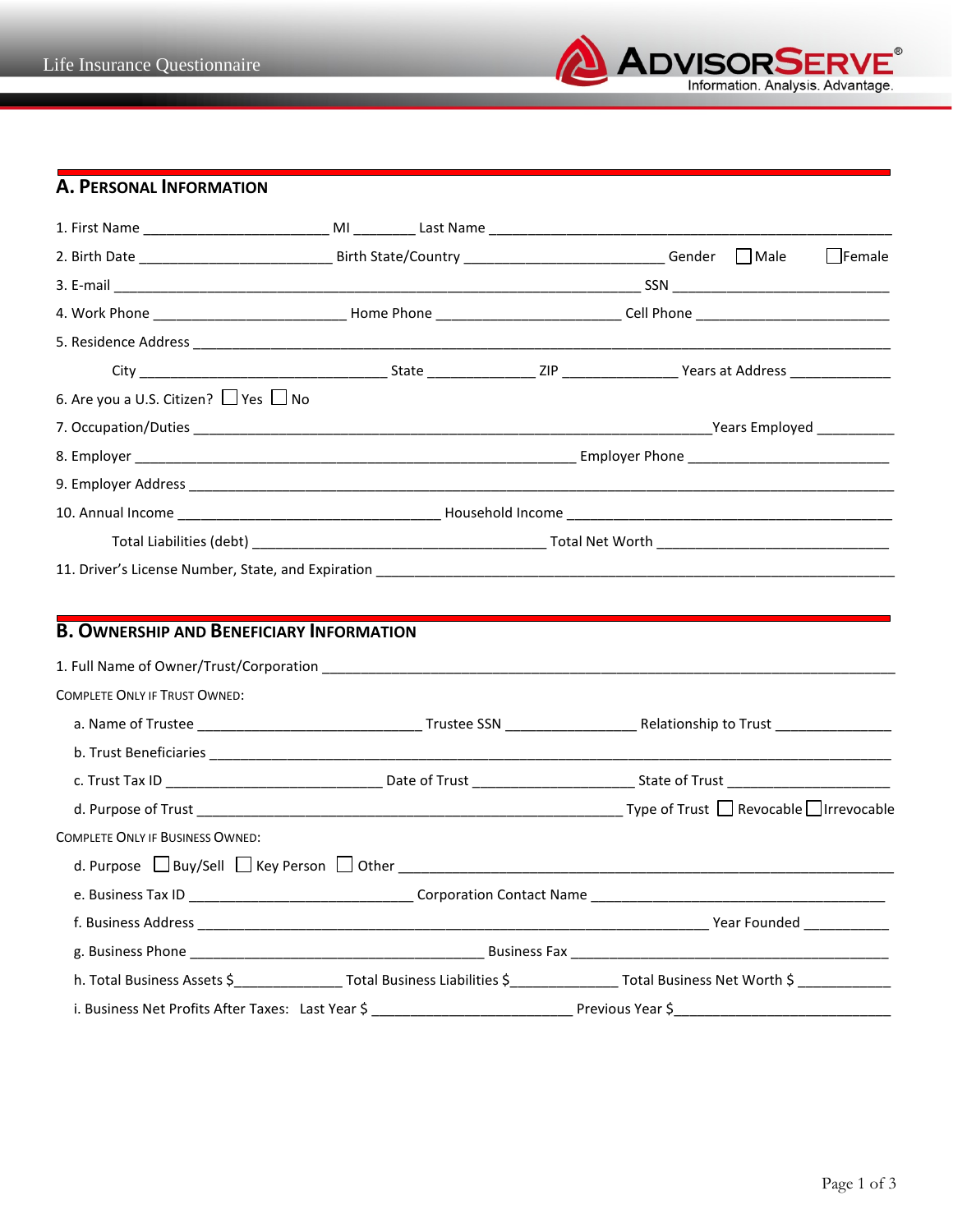# Life Insurance Questionnaire

## A. Personal Information

1. First Name ______________________ MI ________ Last Name ______________________________________________

2. Birth Date ______________________ Birth State/Country ______________________ Gender ☐ Male ☐ Female

3. E-mail ____________________________________________________________ SSN _________________________

4. Work Phone ______________________ Home Phone _____________________ Cell Phone ______________________

5. Residence Address ______________________________________________________________________________

 City _____________________________ State ____________ ZIP ______________ Years at Address ____________

6. Are you a U.S. Citizen? ☐ Yes ☐ No

7. Occupation/Duties ___________________________________________________________ Years Employed _________

8. Employer ______________________________________________________ Employer Phone _______________________

9. Employer Address _________________________________________________________________________________

10. Annual Income ______________________________ Household Income _____________________________________

 Total Liabilities (debt) __________________________________ Total Net Worth ___________________________

11. Driver's License Number, State, and Expiration ____________________________________________________

## B. Ownership and Beneficiary Information

1. Full Name of Owner/Trust/Corporation _____________________________________________________________

COMPLETE ONLY IF TRUST OWNED:

a. Name of Trustee __________________________ Trustee SSN _______________ Relationship to Trust ______________

b. Trust Beneficiaries ______________________________________________________________________________

c. Trust Tax ID _________________________ Date of Trust ___________________ State of Trust ___________________

d. Purpose of Trust ______________________________________________ Type of Trust ☐ Revocable ☐ Irrevocable

COMPLETE ONLY IF BUSINESS OWNED:

d. Purpose ☐ Buy/Sell ☐ Key Person ☐ Other _____________________________________________________

e. Business Tax ID __________________________ Corporation Contact Name ____________________________________

f. Business Address ____________________________________________________________ Year Founded __________

g. Business Phone ___________________________________ Business Fax ______________________________________

h. Total Business Assets $_____________ Total Business Liabilities $_____________ Total Business Net Worth $ ___________

i. Business Net Profits After Taxes: Last Year $ _______________________ Previous Year $__________________________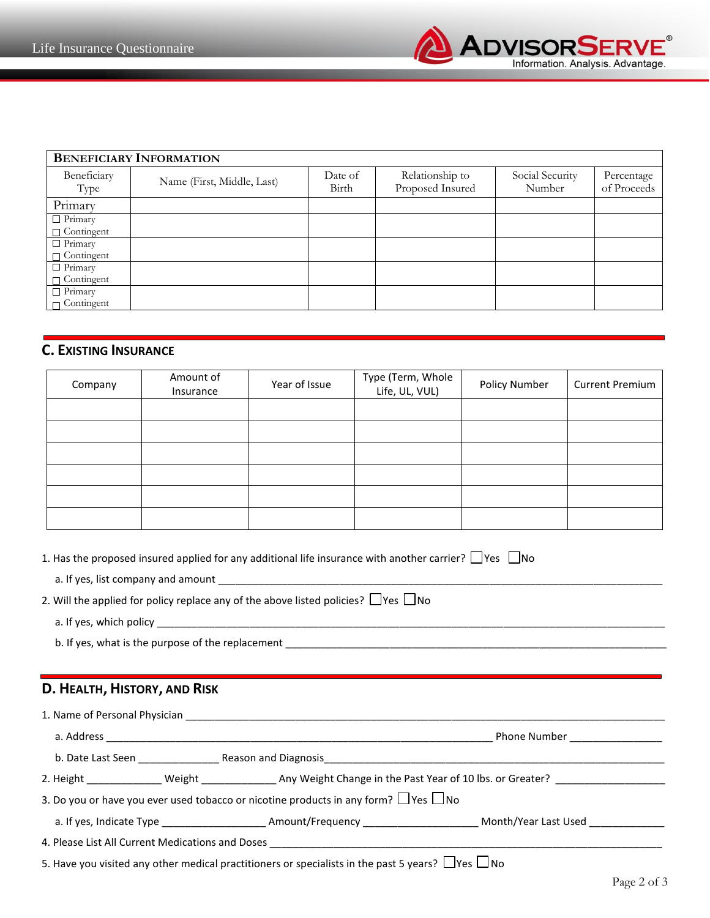| **BENEFICIARY INFORMATION** | | | | | |
|---|---|---|---|---|---|
| Beneficiary Type | Name (First, Middle, Last) | Date of Birth | Relationship to Proposed Insured | Social Security Number | Percentage of Proceeds |
| Primary | | | | | |
| ☐ Primary ☐ Contingent | | | | | |
| ☐ Primary ☐ Contingent | | | | | |
| ☐ Primary ☐ Contingent | | | | | |
| ☐ Primary ☐ Contingent | | | | | |

## C. Existing Insurance

| Company | Amount of Insurance | Year of Issue | Type (Term, Whole Life, UL, VUL) | Policy Number | Current Premium |
|---|---|---|---|---|---|
| | | | | | |
| | | | | | |
| | | | | | |
| | | | | | |
| | | | | | |
| | | | | | |

1. Has the proposed insured applied for any additional life insurance with another carrier? ☐Yes ☐No
   a. If yes, list company and amount ____________________________________________
2. Will the applied for policy replace any of the above listed policies? ☐Yes ☐No
   a. If yes, which policy ____________________________________________
   b. If yes, what is the purpose of the replacement ____________________________________________

## D. Health, History, and Risk

1. Name of Personal Physician ____________________________________________
   a. Address ____________________________________________ Phone Number _______________
   b. Date Last Seen ______________ Reason and Diagnosis____________________________________________
2. Height _____________ Weight _____________ Any Weight Change in the Past Year of 10 lbs. or Greater? ___________________
3. Do you or have you ever used tobacco or nicotine products in any form? ☐Yes ☐No
   a. If yes, Indicate Type __________________ Amount/Frequency ____________________ Month/Year Last Used _____________
4. Please List All Current Medications and Doses ____________________________________________
5. Have you visited any other medical practitioners or specialists in the past 5 years? ☐Yes ☐No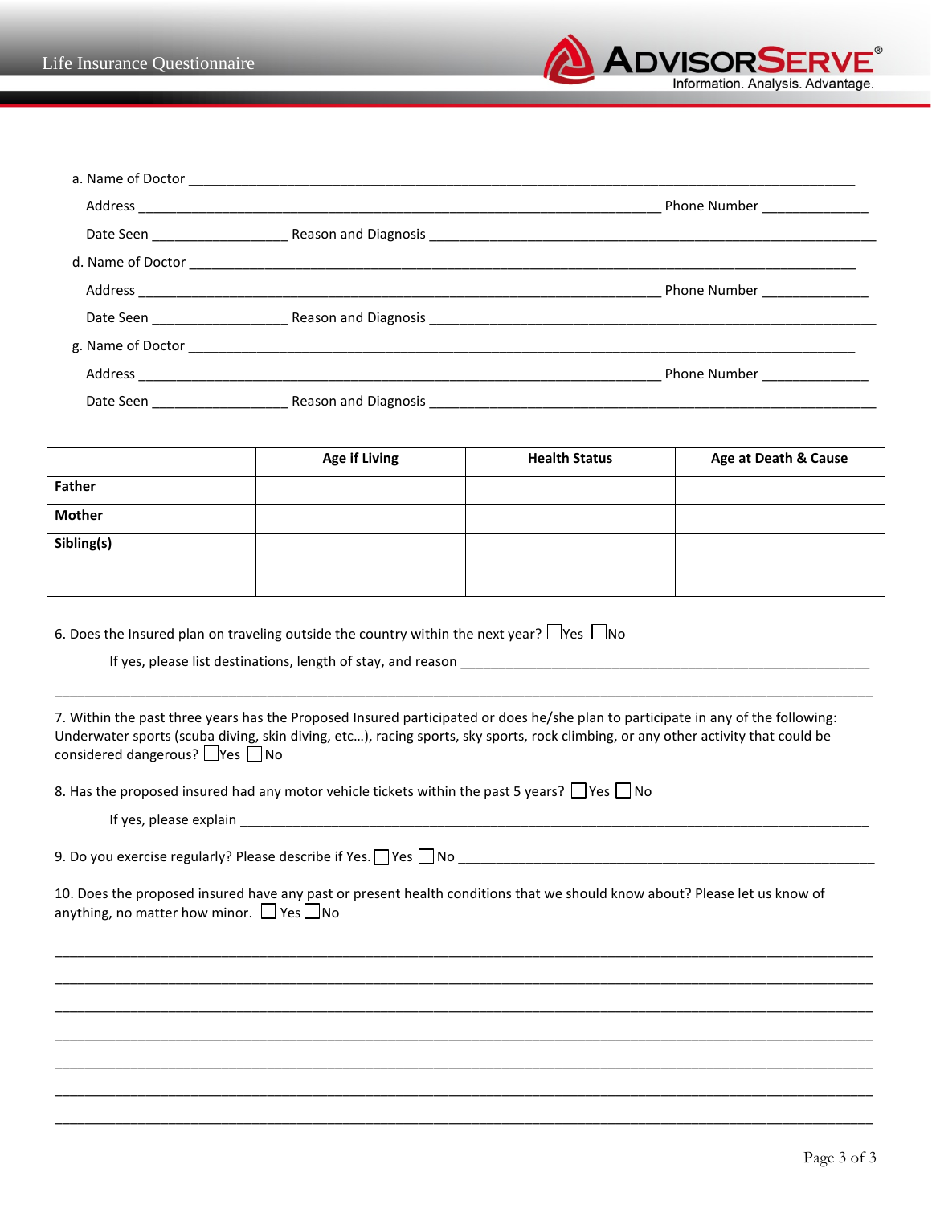a. Name of Doctor ___________________________________________________________________________________

Address ___________________________________________________________________ Phone Number ______________

Date Seen _________________ Reason and Diagnosis _________________________________________________________

d. Name of Doctor ___________________________________________________________________________________

Address ___________________________________________________________________ Phone Number ______________

Date Seen _________________ Reason and Diagnosis _________________________________________________________

g. Name of Doctor ___________________________________________________________________________________

Address ___________________________________________________________________ Phone Number ______________

Date Seen _________________ Reason and Diagnosis _________________________________________________________

| | Age if Living | Health Status | Age at Death & Cause |
|---|---|---|---|
| **Father** | | | |
| **Mother** | | | |
| **Sibling(s)** | | | |

6. Does the Insured plan on traveling outside the country within the next year? ☐Yes ☐No

If yes, please list destinations, length of stay, and reason _______________________________________________________

_____________________________________________________________________________________________________

7. Within the past three years has the Proposed Insured participated or does he/she plan to participate in any of the following: Underwater sports (scuba diving, skin diving, etc…), racing sports, sky sports, rock climbing, or any other activity that could be considered dangerous? ☐Yes ☐No

8. Has the proposed insured had any motor vehicle tickets within the past 5 years? ☐Yes ☐No

If yes, please explain _______________________________________________________________________________

9. Do you exercise regularly? Please describe if Yes. ☐Yes ☐No _______________________________________________________

10. Does the proposed insured have any past or present health conditions that we should know about? Please let us know of anything, no matter how minor. ☐Yes ☐No

_____________________________________________________________________________________________________

_____________________________________________________________________________________________________

_____________________________________________________________________________________________________

_____________________________________________________________________________________________________

_____________________________________________________________________________________________________

_____________________________________________________________________________________________________

_____________________________________________________________________________________________________